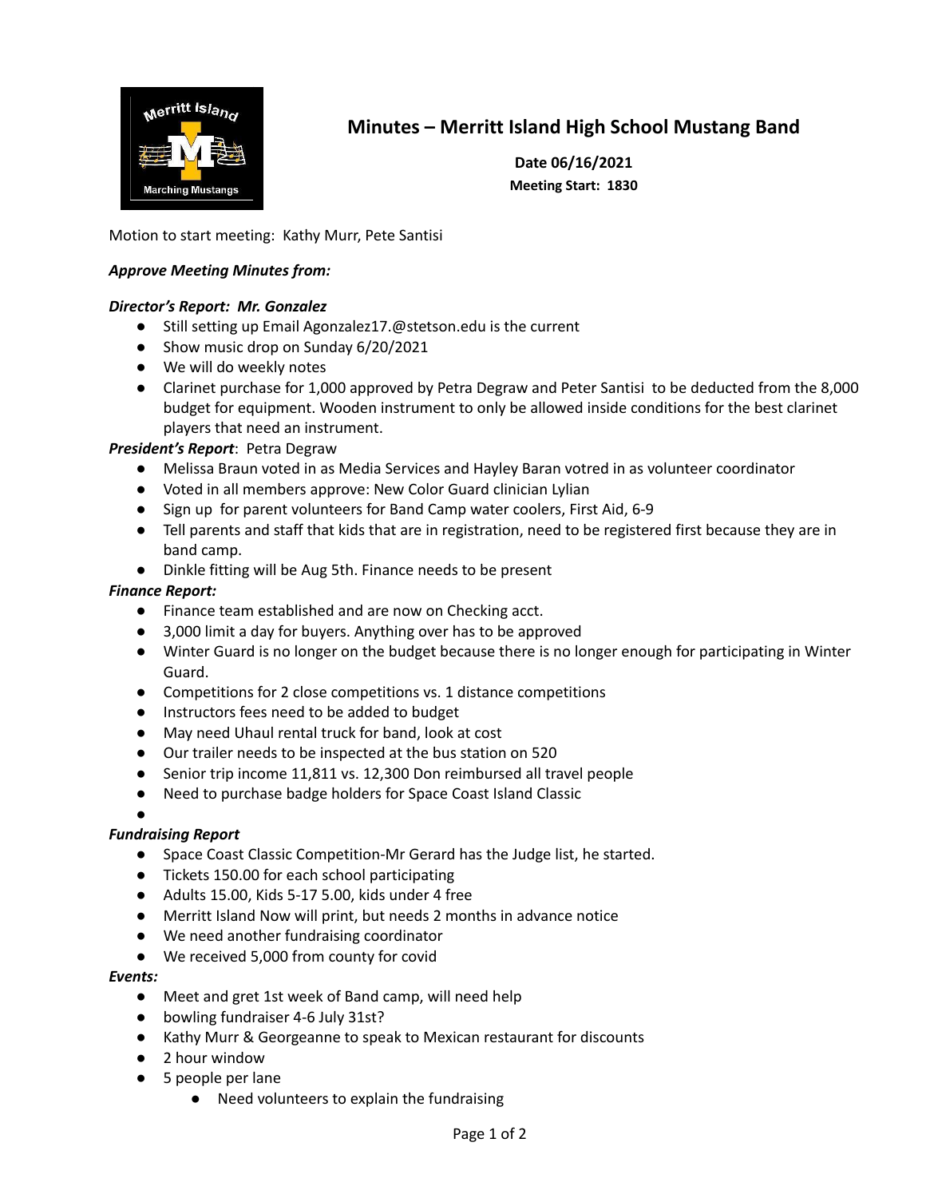# Minutes – Merritt Island High School Mustang Band

**Date 06/16/2021**
**Meeting Start: 1830**

Motion to start meeting: Kathy Murr, Pete Santisi

***Approve Meeting Minutes from:***

***Director's Report: Mr. Gonzalez***

- Still setting up Email Agonzalez17.@stetson.edu is the current
- Show music drop on Sunday 6/20/2021
- We will do weekly notes
- Clarinet purchase for 1,000 approved by Petra Degraw and Peter Santisi to be deducted from the 8,000 budget for equipment. Wooden instrument to only be allowed inside conditions for the best clarinet players that need an instrument.

***President's Report***: Petra Degraw

- Melissa Braun voted in as Media Services and Hayley Baran votred in as volunteer coordinator
- Voted in all members approve: New Color Guard clinician Lylian
- Sign up for parent volunteers for Band Camp water coolers, First Aid, 6-9
- Tell parents and staff that kids that are in registration, need to be registered first because they are in band camp.
- Dinkle fitting will be Aug 5th. Finance needs to be present

***Finance Report:***

- Finance team established and are now on Checking acct.
- 3,000 limit a day for buyers. Anything over has to be approved
- Winter Guard is no longer on the budget because there is no longer enough for participating in Winter Guard.
- Competitions for 2 close competitions vs. 1 distance competitions
- Instructors fees need to be added to budget
- May need Uhaul rental truck for band, look at cost
- Our trailer needs to be inspected at the bus station on 520
- Senior trip income 11,811 vs. 12,300 Don reimbursed all travel people
- Need to purchase badge holders for Space Coast Island Classic
- 

***Fundraising Report***

- Space Coast Classic Competition-Mr Gerard has the Judge list, he started.
- Tickets 150.00 for each school participating
- Adults 15.00, Kids 5-17 5.00, kids under 4 free
- Merritt Island Now will print, but needs 2 months in advance notice
- We need another fundraising coordinator
- We received 5,000 from county for covid

***Events:***

- Meet and gret 1st week of Band camp, will need help
- bowling fundraiser 4-6 July 31st?
- Kathy Murr & Georgeanne to speak to Mexican restaurant for discounts
- 2 hour window
- 5 people per lane
    - Need volunteers to explain the fundraising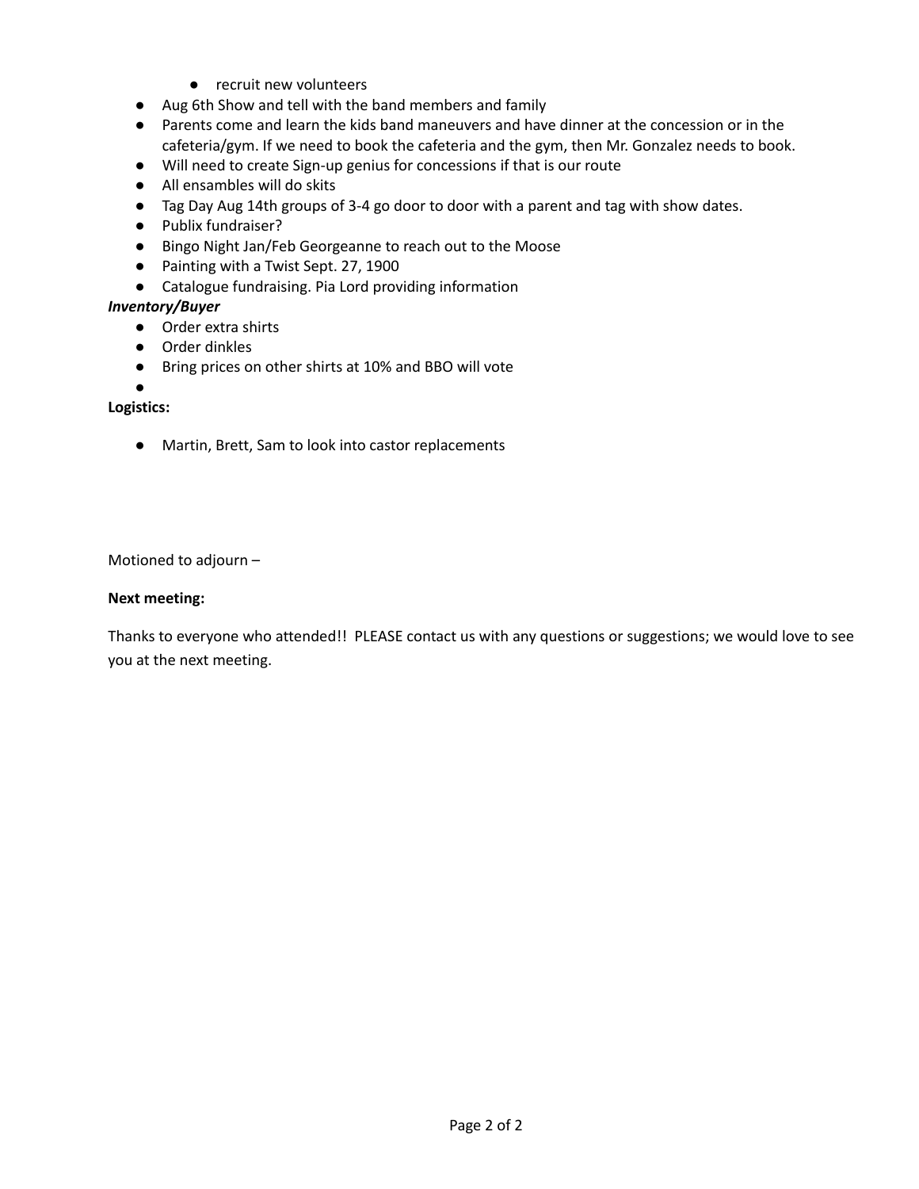- recruit new volunteers
- Aug 6th Show and tell with the band members and family
- Parents come and learn the kids band maneuvers and have dinner at the concession or in the cafeteria/gym. If we need to book the cafeteria and the gym, then Mr. Gonzalez needs to book.
- Will need to create Sign-up genius for concessions if that is our route
- All ensambles will do skits
- Tag Day Aug 14th groups of 3-4 go door to door with a parent and tag with show dates.
- Publix fundraiser?
- Bingo Night Jan/Feb Georgeanne to reach out to the Moose
- Painting with a Twist Sept. 27, 1900
- Catalogue fundraising. Pia Lord providing information

***Inventory/Buyer***

- Order extra shirts
- Order dinkles
- Bring prices on other shirts at 10% and BBO will vote
- 

**Logistics:**

- Martin, Brett, Sam to look into castor replacements

Motioned to adjourn –

**Next meeting:**

Thanks to everyone who attended!! PLEASE contact us with any questions or suggestions; we would love to see you at the next meeting.